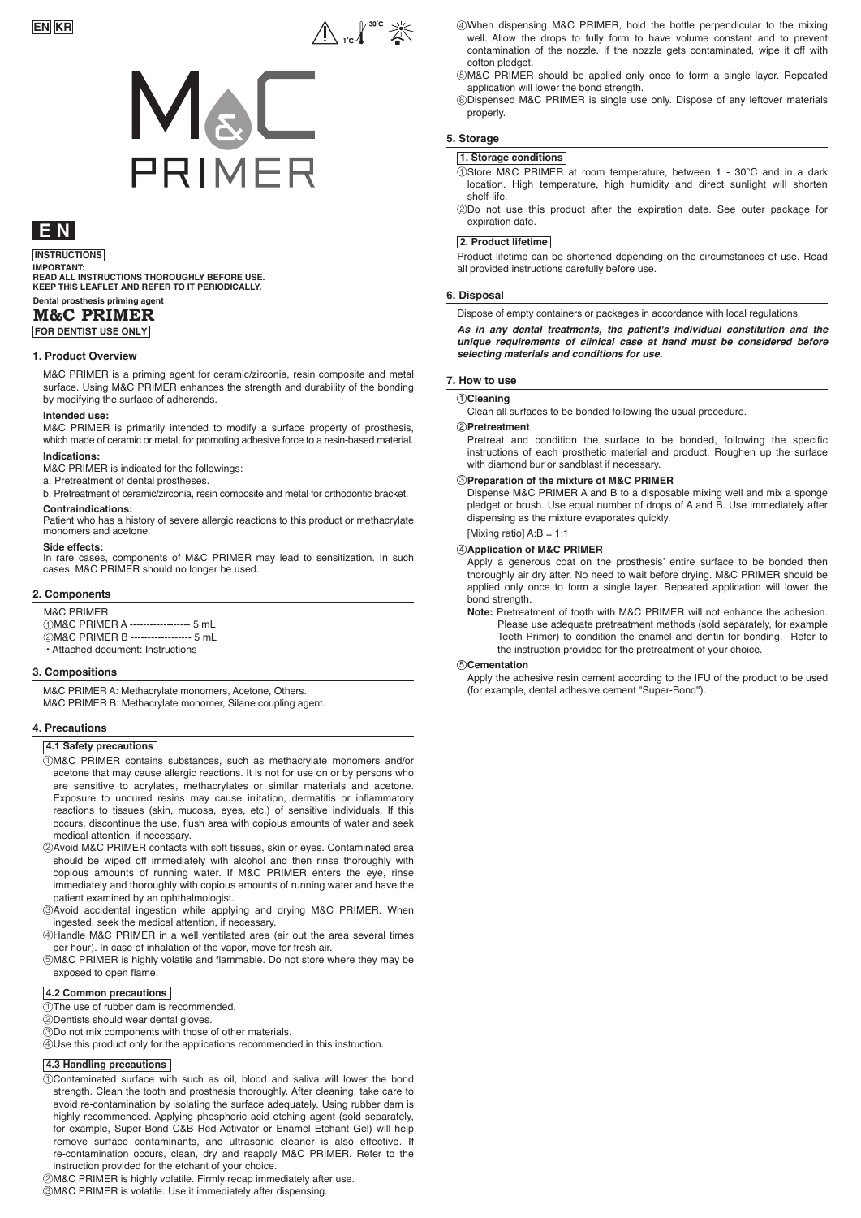EN KR

M&C PRIMER

# EN

INSTRUCTIONS

**IMPORTANT:**
**READ ALL INSTRUCTIONS THOROUGHLY BEFORE USE.**
**KEEP THIS LEAFLET AND REFER TO IT PERIODICALLY.**

**Dental prosthesis priming agent**

# M&C PRIMER

**FOR DENTIST USE ONLY**

## 1. Product Overview

M&C PRIMER is a priming agent for ceramic/zirconia, resin composite and metal surface. Using M&C PRIMER enhances the strength and durability of the bonding by modifying the surface of adherends.

**Intended use:**

M&C PRIMER is primarily intended to modify a surface property of prosthesis, which made of ceramic or metal, for promoting adhesive force to a resin-based material.

**Indications:**

M&C PRIMER is indicated for the followings:

a. Pretreatment of dental prostheses.

b. Pretreatment of ceramic/zirconia, resin composite and metal for orthodontic bracket.

**Contraindications:**

Patient who has a history of severe allergic reactions to this product or methacrylate monomers and acetone.

**Side effects:**

In rare cases, components of M&C PRIMER may lead to sensitization. In such cases, M&C PRIMER should no longer be used.

## 2. Components

M&C PRIMER

①M&C PRIMER A ------------------ 5 mL

②M&C PRIMER B ------------------ 5 mL

・Attached document: Instructions

## 3. Compositions

M&C PRIMER A: Methacrylate monomers, Acetone, Others.

M&C PRIMER B: Methacrylate monomer, Silane coupling agent.

## 4. Precautions

### 4.1 Safety precautions

①M&C PRIMER contains substances, such as methacrylate monomers and/or acetone that may cause allergic reactions. It is not for use on or by persons who are sensitive to acrylates, methacrylates or similar materials and acetone. Exposure to uncured resins may cause irritation, dermatitis or inflammatory reactions to tissues (skin, mucosa, eyes, etc.) of sensitive individuals. If this occurs, discontinue the use, flush area with copious amounts of water and seek medical attention, if necessary.

②Avoid M&C PRIMER contacts with soft tissues, skin or eyes. Contaminated area should be wiped off immediately with alcohol and then rinse thoroughly with copious amounts of running water. If M&C PRIMER enters the eye, rinse immediately and thoroughly with copious amounts of running water and have the patient examined by an ophthalmologist.

③Avoid accidental ingestion while applying and drying M&C PRIMER. When ingested, seek the medical attention, if necessary.

④Handle M&C PRIMER in a well ventilated area (air out the area several times per hour). In case of inhalation of the vapor, move for fresh air.

⑤M&C PRIMER is highly volatile and flammable. Do not store where they may be exposed to open flame.

### 4.2 Common precautions

①The use of rubber dam is recommended.

②Dentists should wear dental gloves.

③Do not mix components with those of other materials.

④Use this product only for the applications recommended in this instruction.

### 4.3 Handling precautions

①Contaminated surface with such as oil, blood and saliva will lower the bond strength. Clean the tooth and prosthesis thoroughly. After cleaning, take care to avoid re-contamination by isolating the surface adequately. Using rubber dam is highly recommended. Applying phosphoric acid etching agent (sold separately, for example, Super-Bond C&B Red Activator or Enamel Etchant Gel) will help remove surface contaminants, and ultrasonic cleaner is also effective. If re-contamination occurs, clean, dry and reapply M&C PRIMER. Refer to the instruction provided for the etchant of your choice.

②M&C PRIMER is highly volatile. Firmly recap immediately after use.

③M&C PRIMER is volatile. Use it immediately after dispensing.

④When dispensing M&C PRIMER, hold the bottle perpendicular to the mixing well. Allow the drops to fully form to have volume constant and to prevent contamination of the nozzle. If the nozzle gets contaminated, wipe it off with cotton pledget.

⑤M&C PRIMER should be applied only once to form a single layer. Repeated application will lower the bond strength.

⑥Dispensed M&C PRIMER is single use only. Dispose of any leftover materials properly.

## 5. Storage

### 1. Storage conditions

①Store M&C PRIMER at room temperature, between 1 - 30°C and in a dark location. High temperature, high humidity and direct sunlight will shorten shelf-life.

②Do not use this product after the expiration date. See outer package for expiration date.

### 2. Product lifetime

Product lifetime can be shortened depending on the circumstances of use. Read all provided instructions carefully before use.

## 6. Disposal

Dispose of empty containers or packages in accordance with local regulations.

***As in any dental treatments, the patient's individual constitution and the unique requirements of clinical case at hand must be considered before selecting materials and conditions for use.***

## 7. How to use

**①Cleaning**

Clean all surfaces to be bonded following the usual procedure.

**②Pretreatment**

Pretreat and condition the surface to be bonded, following the specific instructions of each prosthetic material and product. Roughen up the surface with diamond bur or sandblast if necessary.

**③Preparation of the mixture of M&C PRIMER**

Dispense M&C PRIMER A and B to a disposable mixing well and mix a sponge pledget or brush. Use equal number of drops of A and B. Use immediately after dispensing as the mixture evaporates quickly.

[Mixing ratio] A:B = 1:1

**④Application of M&C PRIMER**

Apply a generous coat on the prosthesis' entire surface to be bonded then thoroughly air dry after. No need to wait before drying. M&C PRIMER should be applied only once to form a single layer. Repeated application will lower the bond strength.

**Note:** Pretreatment of tooth with M&C PRIMER will not enhance the adhesion. Please use adequate pretreatment methods (sold separately, for example Teeth Primer) to condition the enamel and dentin for bonding. Refer to the instruction provided for the pretreatment of your choice.

**⑤Cementation**

Apply the adhesive resin cement according to the IFU of the product to be used (for example, dental adhesive cement "Super-Bond").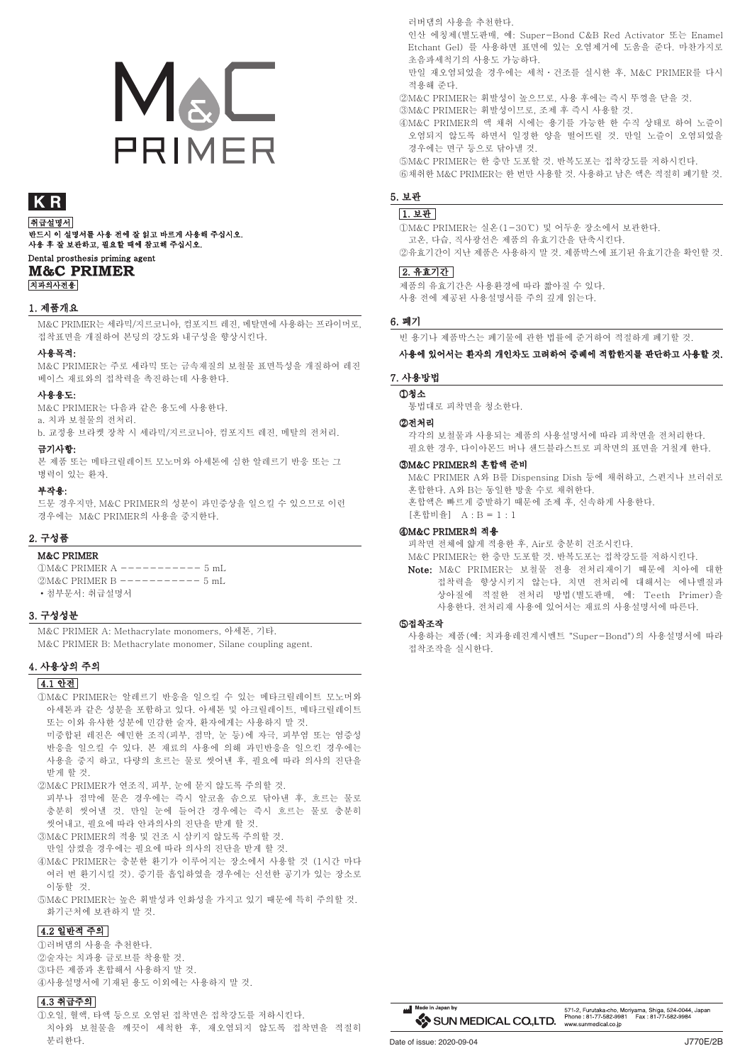# M&C PRIMER

**KR**

**취급설명서**

**반드시 이 설명서를 사용 전에 잘 읽고 바르게 사용해 주십시오.**
**사용 후 잘 보관하고, 필요할 때에 참고해 주십시오.**

Dental prosthesis priming agent

**M&C PRIMER**

**치과의사전용**

## 1. 제품개요

M&C PRIMER는 세라믹/지르코니아, 컴포지트 레진, 메탈면에 사용하는 프라이머로, 접착표면을 개질하여 본딩의 강도와 내구성을 향상시킨다.

### 사용목적:

M&C PRIMER는 주로 세라믹 또는 금속재질의 보철물 표면특성을 개질하여 레진 베이스 재료와의 접착력을 촉진하는데 사용한다.

### 사용용도:

M&C PRIMER는 다음과 같은 용도에 사용한다.
a. 치과 보철물의 전처리.
b. 교정용 브라켓 장착 시 세라믹/지르코니아, 컴포지트 레진, 메탈의 전처리.

### 금기사항:

본 제품 또는 메타크릴레이트 모노머와 아세톤에 심한 알레르기 반응 또는 그 병력이 있는 환자.

### 부작용:

드문 경우지만, M&C PRIMER의 성분이 과민증상을 일으킬 수 있으므로 이런 경우에는 M&C PRIMER의 사용을 중지한다.

## 2. 구성품

**M&C PRIMER**

①M&C PRIMER A ----------- 5 mL
②M&C PRIMER B ----------- 5 mL
・첨부문서: 취급설명서

## 3. 구성성분

M&C PRIMER A: Methacrylate monomers, 아세톤, 기타.
M&C PRIMER B: Methacrylate monomer, Silane coupling agent.

## 4. 사용상의 주의

**4.1 안전**

①M&C PRIMER는 알레르기 반응을 일으킬 수 있는 메타크릴레이트 모노머와 아세톤과 같은 성분을 포함하고 있다. 아세톤 및 아크릴레이트, 메타크릴레이트 또는 이와 유사한 성분에 민감한 술자, 환자에게는 사용하지 말 것.
미중합된 레진은 예민한 조직(피부, 점막, 눈 등)에 자극, 피부염 또는 염증성 반응을 일으킬 수 있다. 본 재료의 사용에 의해 과민반응을 일으킨 경우에는 사용을 중지 하고, 다량의 흐르는 물로 씻어낸 후, 필요에 따라 의사의 진단을 받게 할 것.
②M&C PRIMER가 연조직, 피부, 눈에 묻지 않도록 주의할 것.
피부나 점막에 묻은 경우에는 즉시 알코올 솜으로 닦아낸 후, 흐르는 물로 충분히 씻어낼 것. 만일 눈에 들어간 경우에는 즉시 흐르는 물로 충분히 씻어내고, 필요에 따라 안과의사의 진단을 받게 할 것.
③M&C PRIMER의 적용 및 건조 시 삼키지 않도록 주의할 것.
만일 삼켰을 경우에는 필요에 따라 의사의 진단을 받게 할 것.
④M&C PRIMER는 충분한 환기가 이루어지는 장소에서 사용할 것 (1시간 마다 여러 번 환기시킬 것). 증기를 흡입하였을 경우에는 신선한 공기가 있는 장소로 이동할 것.
⑤M&C PRIMER는 높은 휘발성과 인화성을 가지고 있기 때문에 특히 주의할 것. 화기근처에 보관하지 말 것.

**4.2 일반적 주의**

①러버댐의 사용을 추천한다.
②술자는 치과용 글로브를 착용할 것.
③다른 제품과 혼합해서 사용하지 말 것.
④사용설명서에 기재된 용도 이외에는 사용하지 말 것.

**4.3 취급주의**

①오일, 혈액, 타액 등으로 오염된 접착면은 접착강도를 저하시킨다.
치아와 보철물을 깨끗이 세척한 후, 재오염되지 않도록 접착면을 적절히 분리한다.
러버댐의 사용을 추천한다.
인산 에칭제(별도판매, 예: Super-Bond C&B Red Activator 또는 Enamel Etchant Gel) 를 사용하면 표면에 있는 오염제거에 도움을 준다. 마찬가지로 초음파세척기의 사용도 가능하다.
만일 재오염되었을 경우에는 세척・건조를 실시한 후, M&C PRIMER를 다시 적용해 준다.
②M&C PRIMER는 휘발성이 높으므로, 사용 후에는 즉시 뚜껑을 닫을 것.
③M&C PRIMER는 휘발성이므로, 조제 후 즉시 사용할 것.
④M&C PRIMER의 액 채취 시에는 용기를 가능한 한 수직 상태로 하여 노즐이 오염되지 않도록 하면서 일정한 양을 떨어뜨릴 것. 만일 노즐이 오염되었을 경우에는 면구 등으로 닦아낼 것.
⑤M&C PRIMER는 한 층만 도포할 것. 반복도포는 접착강도를 저하시킨다.
⑥채취한 M&C PRIMER는 한 번만 사용할 것. 사용하고 남은 액은 적절히 폐기할 것.

## 5. 보관

**1. 보관**

①M&C PRIMER는 실온(1-30℃) 및 어두운 장소에서 보관한다.
고온, 다습, 직사광선은 제품의 유효기간을 단축시킨다.
②유효기간이 지난 제품은 사용하지 말 것. 제품박스에 표기된 유효기간을 확인할 것.

**2. 유효기간**

제품의 유효기간은 사용환경에 따라 짧아질 수 있다.
사용 전에 제공된 사용설명서를 주의 깊게 읽는다.

## 6. 폐기

빈 용기나 제품박스는 폐기물에 관한 법률에 준거하여 적절하게 폐기할 것.

**사용에 있어서는 환자의 개인차도 고려하여 증례에 적합한지를 판단하고 사용할 것.**

## 7. 사용방법

### ①청소

통법대로 피착면을 청소한다.

### ②전처리

각각의 보철물과 사용되는 제품의 사용설명서에 따라 피착면을 전처리한다.
필요한 경우, 다이아몬드 버나 샌드블라스트로 피착면의 표면을 거칠게 한다.

### ③M&C PRIMER의 혼합액 준비

M&C PRIMER A와 B를 Dispensing Dish 등에 채취하고, 스펀지나 브러쉬로 혼합한다. A와 B는 동일한 방울 수로 채취한다.
혼합액은 빠르게 증발하기 때문에 조제 후, 신속하게 사용한다.
[혼합비율] A : B = 1 : 1

### ④M&C PRIMER의 적용

피착면 전체에 얇게 적용한 후, Air로 충분히 건조시킨다.
M&C PRIMER는 한 층만 도포할 것. 반복도포는 접착강도를 저하시킨다.

**Note:** M&C PRIMER는 보철물 전용 전처리재이기 때문에 치아에 대한 접착력을 향상시키지 않는다. 치면 전처리에 대해서는 에나멜질과 상아질에 적절한 전처리 방법(별도판매, 예: Teeth Primer)을 사용한다. 전처리재 사용에 있어서는 제품의 사용설명서에 따른다.

### ⑤접착조작

사용하는 제품(예: 치과용레진계시멘트 "Super-Bond")의 사용설명서에 따라 접착조작을 실시한다.

Made in Japan by SUN MEDICAL CO.,LTD.
571-2, Furutaka-cho, Moriyama, Shiga, 524-0044, Japan
Phone : 81-77-582-9981 Fax : 81-77-582-9984
www.sunmedical.co.jp

Date of issue: 2020-09-04

J770E/2B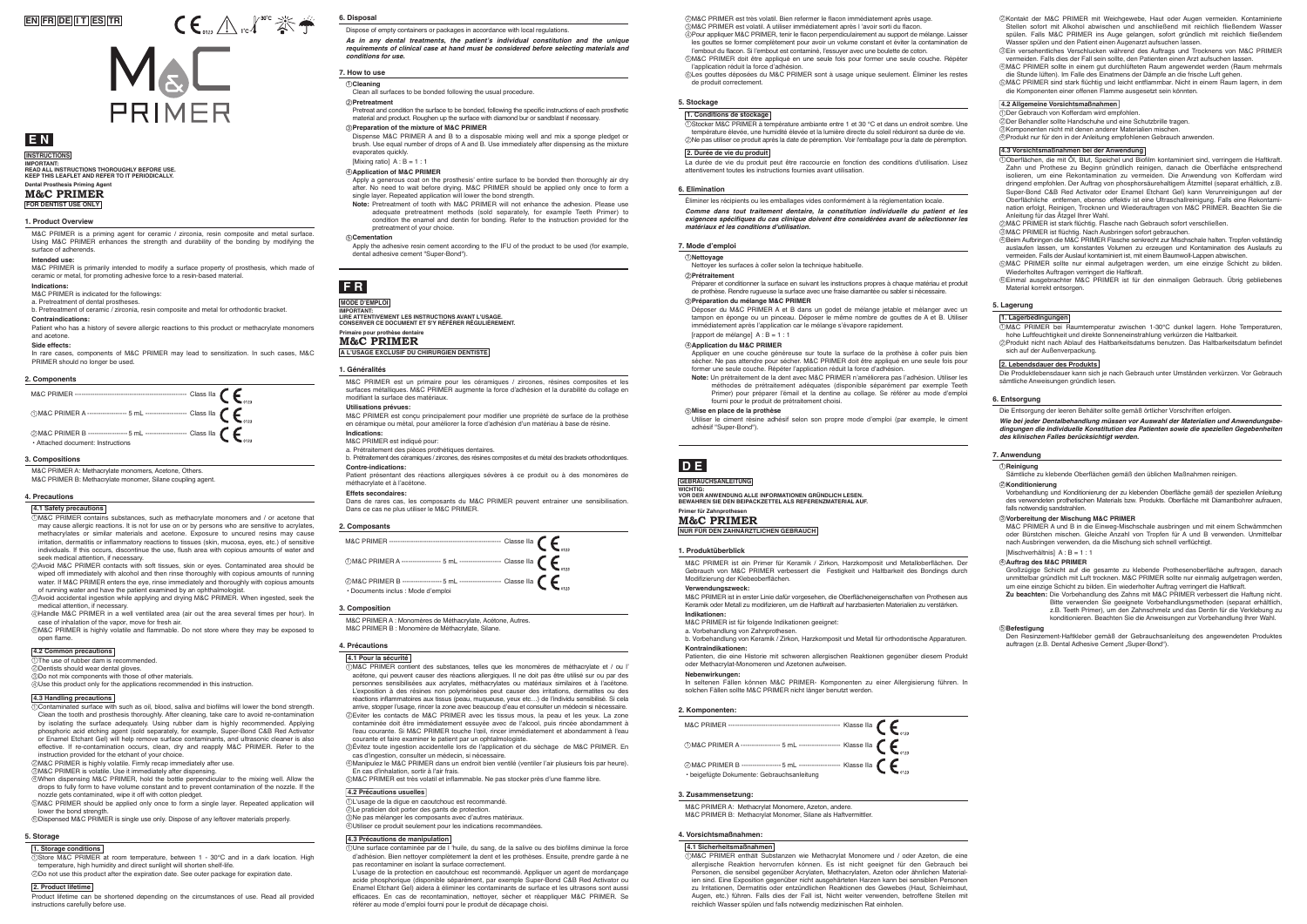EN FR DE IT ES TR

# M&C PRIMER

# EN

INSTRUCTIONS

**IMPORTANT:**
**READ ALL INSTRUCTIONS THOROUGHLY BEFORE USE.**
**KEEP THIS LEAFLET AND REFER TO IT PERIODICALLY.**

**Dental Prosthesis Priming Agent**

**M&C PRIMER**

FOR DENTIST USE ONLY

## 1. Product Overview

M&C PRIMER is a priming agent for ceramic / zirconia, resin composite and metal surface. Using M&C PRIMER enhances the strength and durability of the bonding by modifying the surface of adherends.

**Intended use:**

M&C PRIMER is primarily intended to modify a surface property of prosthesis, which made of ceramic or metal, for promoting adhesive force to a resin-based material.

**Indications:**

M&C PRIMER is indicated for the followings:

a. Pretreatment of dental prosthesis.

b. Pretreatment of ceramic / zirconia, resin composite and metal for orthodontic bracket.

**Contraindications:**

Patient who has a history of severe allergic reactions to this product or methacrylate monomers and acetone.

**Side effects:**

In rare cases, components of M&C PRIMER may lead to sensitization. In such cases, M&C PRIMER should no longer be used.

## 2. Components

M&C PRIMER ------------------------------------------------------ Class IIa CE 0123

① M&C PRIMER A ------------------ 5 mL ------------------ Class IIa CE 0123

② M&C PRIMER B ------------------ 5 mL ------------------ Class IIa CE 0123

• Attached document: Instructions

## 3. Compositions

M&C PRIMER A: Methacrylate monomers, Acetone, Others.
M&C PRIMER B: Methacrylate monomer, Silane coupling agent.

## 4. Precautions

### 4.1 Safety precautions

① M&C PRIMER contains substances, such as methacrylate monomers and / or acetone that may cause allergic reactions. It is not for use on or by persons who are sensitive to acrylates, methacrylates or similar materials and acetone. Exposure to uncured resins may cause irritation, dermatitis or inflammatory reactions to tissues (skin, mucosa, eyes, etc.) of sensitive individuals. If this occurs, discontinue the use, flush area with copious amounts of water and seek medical attention, if necessary.

② Avoid M&C PRIMER contacts with soft tissues, skin or eyes. Contaminated area should be wiped off immediately with alcohol and then rinse thoroughly with copious amounts of running water. If M&C PRIMER enters the eye, rinse immediately and thoroughly with copious amounts of running water and have the patient examined by an ophthalmologist.

③ Avoid accidental ingestion while applying and drying M&C PRIMER. When ingested, seek the medical attention, if necessary.

④ Handle M&C PRIMER in a well ventilated area (air out the area several times per hour). In case of inhalation of the vapor, move for fresh air.

⑤ M&C PRIMER is highly volatile and flammable. Do not store where they may be exposed to open flame.

### 4.2 Common precautions

① The use of rubber dam is recommended.

② Dentists should wear dental gloves.

③ Do not mix components with those of other materials.

④ Use this product only for the applications recommended in this instruction.

### 4.3 Handling precautions

① Contaminated surface with such as oil, blood, saliva and biofilms will lower the bond strength. Clean the tooth and prosthesis thoroughly. After cleaning, take care to avoid re-contamination by isolating the surface adequately. Using rubber dam is highly recommended. Applying phosphoric acid etching agent (sold separately, for example, Super-Bond C&B Red Activator or Enamel Etchant Gel) will help remove surface contaminants, and ultrasonic cleaner is also effective. If re-contamination occurs, clean, dry and reapply M&C PRIMER. Refer to the instruction provided for the etchant of your choice.

② M&C PRIMER is highly volatile. Firmly recap immediately after use.

③ M&C PRIMER is volatile. Use it immediately after dispensing.

④ When dispensing M&C PRIMER, hold the bottle perpendicular to the mixing well. Allow the drops to fully form to have volume constant and to prevent contamination of the nozzle. If the nozzle gets contaminated, wipe it off with cotton pledget.

⑤ M&C PRIMER should be applied only once to form a single layer. Repeated application will lower the bond strength.

⑥ Dispensed M&C PRIMER is single use only. Dispose of any leftover materials properly.

## 5. Storage

### 1. Storage conditions

① Store M&C PRIMER at room temperature, between 1 - 30°C and in a dark location. High temperature, high humidity and direct sunlight will shorten shelf-life.

② Do not use this product after the expiration date. See outer package for expiration date.

### 2. Product lifetime

Product lifetime can be shortened depending on the circumstances of use. Read all provided instructions carefully before use.

## 6. Disposal

Dispose of empty containers or packages in accordance with local regulations.

***As in any dental treatments, the patient's individual constitution and the unique requirements of clinical case at hand must be considered before selecting materials and conditions for use.***

## 7. How to use

**① Cleaning**

Clean all surfaces to be bonded following the usual procedure.

**② Pretreatment**

Pretreat and condition the surface to be bonded, following the specific instructions of each prosthetic material and product. Roughen up the surface with diamond bur or sandblast if necessary.

**③ Preparation of the mixture of M&C PRIMER**

Dispense M&C PRIMER A and B to a disposable mixing well and mix a sponge pledget or brush. Use equal number of drops of A and B. Use immediately after dispensing as the mixture evaporates quickly.

[Mixing ratio] A : B = 1 : 1

**④ Application of M&C PRIMER**

Apply a generous coat on the prosthesis' entire surface to be bonded then thoroughly air dry after. No need to wait before drying. M&C PRIMER should be applied only once to form a single layer. Repeated application will lower the bond strength.

**Note:** Pretreatment of tooth with M&C PRIMER will not enhance the adhesion. Please use adequate pretreatment methods (sold separately, for example Teeth Primer) to condition the enamel and dentin for bonding. Refer to the instruction provided for the pretreatment of your choice.

**⑤ Cementation**

Apply the adhesive resin cement according to the IFU of the product to be used (for example, dental adhesive cement "Super-Bond").

# FR

MODE D'EMPLOI

**IMPORTANT:**
**LIRE ATTENTIVEMENT LES INSTRUCTIONS AVANT L'USAGE.**
**CONSERVER CE DOCUMENT ET S'Y RÉFÉRER RÉGULIÈREMENT.**

**Primaire pour prothèse dentaire**

**M&C PRIMER**

A L'USAGE EXCLUSIF DU CHIRURGIEN DENTISTE

## 1. Généralités

M&C PRIMER est un primaire pour les céramiques / zircones, résines composites et les surfaces métalliques. M&C PRIMER augmente la force d'adhésion et la durabilité du collage en modifiant la surface des matériaux.

**Utilisations prévues:**

M&C PRIMER est conçu principalement pour modifier une propriété de surface de la prothèse en céramique ou métal, pour améliorer la force d'adhésion d'un matériau à base de résine.

**Indications:**

M&C PRIMER est indiqué pour:

a. Prétraitement des pièces prothétiques dentaires.

b. Prétraitement des céramiques / zircones, des résines composites et du métal des brackets orthodontiques.

**Contre-indications:**

Patient présentant des réactions allergiques sévères à ce produit ou à des monomères de méthacrylate et à l'acétone.

**Effets secondaires:**

Dans de rares cas, les composants du M&C PRIMER peuvent entrainer une sensibilisation. Dans ce cas ne plus utiliser le M&C PRIMER.

## 2. Composants

M&C PRIMER ------------------------------------------------------ Classe IIa CE 0123

① M&C PRIMER A ------------------ 5 mL ------------------ Classe IIa CE 0123

② M&C PRIMER B ------------------ 5 mL ------------------ Classe IIa CE 0123

• Documents inclus : Mode d'emploi

## 3. Composition

M&C PRIMER A : Monomères de Méthacrylate, Acétone, Autres.
M&C PRIMER B : Monomère de Méthacrylate, Silane.

## 4. Précautions

### 4.1 Pour la sécurité

① M&C PRIMER contient des substances, telles que les monomères de méthacrylate et / ou l' acétone, qui peuvent causer des réactions allergiques. Il ne doit pas être utilisé sur ou par des personnes sensibilisées aux acrylates, méthacrylates ou matériaux similaires et à l'acétone. L'exposition à des résines non polymérisées peut causer des irritations, dermatites ou des réactions inflammatoires aux tissus (peau, muqueuse, yeux etc…) de l'individu sensibilisé. Si cela arrive, stopper l'usage, rincer la zone avec beaucoup d'eau et consulter un médecin si nécessaire.

② Eviter les contacts de M&C PRIMER avec les tissus mous, la peau et les yeux. La zone contaminée doit être essuyée avec de l'alcool, puis rincée abondamment à l'eau courante. Si M&C PRIMER touche l'oeil, rincer immédiatement et abondamment à l'eau courante et faire examiner le patient par un ophtalmologiste.

③ Évitez toute ingestion accidentelle lors de l'application et du séchage de M&C PRIMER. En cas d'ingestion, consulter un médecin, si nécessaire.

④ Manipulez le M&C PRIMER dans un endroit bien ventilé (ventiler l'air plusieurs fois par heure). En cas d'inhalation, sortir à l'air frais.

⑤ M&C PRIMER est très volatil et inflammable. Ne pas stocker près d'une flamme libre.

### 4.2 Précautions usuelles

① L'usage de la digue en caoutchouc est recommandé.

② Le praticien doit porter des gants de protection.

③ Ne pas mélanger les composants avec d'autres matériaux.

④ Utiliser ce produit seulement pour les indications recommandées.

### 4.3 Précautions de manipulation

① Une surface contaminée par de l' huile, du sang, de la salive ou des biofilms diminue la force d'adhésion. Bien nettoyer complètement la dent et les prothèses. Ensuite, prendre garde à ne pas recontaminer en isolant la surface correctement.
L'usage de la protection en caoutchouc est recommandé. Appliquer un agent de mordançage acide phosphorique (disponible séparément, par exemple Super-Bond C&B Red Activator ou Enamel Etchant Gel) aidera à éliminer les contaminants de surface et les ultrasons sont aussi efficaces. En cas de recontamination, nettoyer, sécher et réappliquer M&C PRIMER. Se référer au mode d'emploi fourni pour le produit de décapage choisi.

② M&C PRIMER est très volatil. Bien refermer le flacon immédiatement après usage.

③ M&C PRIMER est volatil. A utiliser immédiatement après l 'avoir sorti du flacon.

④ Pour appliquer M&C PRIMER, tenir le flacon perpendiculairement au support de mélange. Laisser les gouttes se former complètement pour avoir un volume constant et éviter la contamination de l'embout du flacon. Si l'embout est contaminé, l'essuyer avec une boulette de coton.

⑤ M&C PRIMER doit être appliqué en une seule fois pour former une seule couche. Répéter l'application réduit la force d'adhésion.

⑥ Les gouttes déposées du M&C PRIMER sont à usage unique seulement. Éliminer les restes de produit correctement.

## 5. Stockage

### 1. Conditions de stockage

① Stocker M&C PRIMER à température ambiante entre 1 et 30 °C et dans un endroit sombre. Une température élevée, une humidité élevée et la lumière directe du soleil réduisent sa durée de vie.

② Ne pas utiliser ce produit après la date de péremption. Voir l'emballage pour la date de péremption.

### 2. Durée de vie du produit

La durée de vie du produit peut être raccourcie en fonction des conditions d'utilisation. Lisez attentivement toutes les instructions fournies avant utilisation.

## 6. Elimination

Éliminer les récipients ou les emballages vides conformément à la réglementation locale.

***Comme dans tout traitement dentaire, la constitution individuelle du patient et les exigences spécifiques du cas clinique doivent être considérées avant de sélectionner les matériaux et les conditions d'utilisation.***

## 7. Mode d'emploi

**① Nettoyage**

Nettoyer les surfaces à coller selon la technique habituelle.

**② Prétraitement**

Préparer et conditionner la surface en suivant les instructions propres à chaque matériau et produit de prothèse. Rendre rugueuse la surface avec une fraise diamantée ou sabler si nécessaire.

**③ Préparation du mélange M&C PRIMER**

Déposer du M&C PRIMER A et B dans un godet de mélange jetable et mélanger avec un tampon en éponge ou un pinceau. Déposer le même nombre de gouttes de A et B. Utiliser immédiatement après l'application car le mélange s'évapore rapidement.

[rapport de mélange] A : B = 1 : 1

**④ Application du M&C PRIMER**

Appliquer en une couche généreuse sur toute la surface de la prothèse à coller puis bien sécher. Ne pas attendre pour sécher. M&C PRIMER doit être appliqué en une seule fois pour former une seule couche. Répéter l'application réduit la force d'adhésion.

**Note:** Un prétraitement de la dent avec M&C PRIMER n'améliorera pas l'adhésion. Utiliser les méthodes de prétraitement adéquates (disponible séparément par exemple Teeth Primer) pour préparer l'émail et la dentine au collage. Se référer au mode d'emploi fourni pour le produit de prétraitement choisi.

**⑤ Mise en place de la prothèse**

Utiliser le ciment résine adhésif selon son propre mode d'emploi (par exemple, le ciment adhésif "Super-Bond").

# DE

GEBRAUCHSANLEITUNG

**WICHTIG:**
**VOR DER ANWENDUNG ALLE INFORMATIONEN GRÜNDLICH LESEN.**
**BEWAHREN SIE DEN BEIPACKZETTEL ALS REFERENZMATERIAL AUF.**

**Primer für Zahnprothesen**

**M&C PRIMER**

NUR FÜR DEN ZAHNÄRZTLICHEN GEBRAUCH

## 1. Produktüberblick

M&C PRIMER ist ein Primer für Keramik / Zirkon, Harzkomposit und Metalloberflächen. Der Gebrauch von M&C PRIMER verbessert die Festigkeit und Haltbarkeit des Bondings durch Modifizierung der Klebeoberflächen.

**Verwendungszweck:**

M&C PRIMER ist in erster Linie dafür vorgesehen, die Oberflächeneigenschaften von Prothesen aus Keramik oder Metall zu modifizieren, um die Haftkraft auf harzbasierten Materialien zu verstärken.

**Indikationen:**

M&C PRIMER ist für folgende Indikationen geeignet:

a. Vorbehandlung von Zahnprothesen.

b. Vorbehandlung von Keramik / Zirkon, Harzkomposit und Metall für orthodontische Apparaturen.

**Kontraindikationen:**

Patienten, die eine Historie mit schweren allergischen Reaktionen gegenüber diesem Produkt oder Methacrylat-Monomeren und Azetonen aufweisen.

**Nebenwirkungen:**

In seltenen Fällen können M&C PRIMER- Komponenten zu einer Allergisierung führen. In solchen Fällen sollte M&C PRIMER nicht länger benutzt werden.

## 2. Komponenten:

M&C PRIMER ------------------------------------------------------ Klasse IIa CE 0123

① M&C PRIMER A ------------------ 5 mL ------------------ Klasse IIa CE 0123

② M&C PRIMER B ------------------ 5 mL ------------------ Klasse IIa CE 0123

• beigefügte Dokumente: Gebrauchsanleitung

## 3. Zusammensetzung:

M&C PRIMER A: Methacrylat Monomere, Azeton, andere.
M&C PRIMER B: Methacrylat Monomer, Silane als Haftvermittler.

## 4. Vorsichtsmaßnahmen:

### 4.1 Sicherheitsmaßnahmen

① M&C PRIMER enthält Substanzen wie Methacrylat Monomere und / oder Azeton, die eine allergische Reaktion hervorrufen können. Es ist nicht geeignet für den Gebrauch bei Personen, die sensibel gegenüber Acrylaten, Methacrylaten, Azeton oder ähnlichen Materialien sind. Eine Exposition gegenüber nicht ausgehärteten Harzen kann bei sensiblen Personen zu Irritationen, Dermatitis oder entzündlichen Reaktionen des Gewebes (Haut, Schleimhaut, Augen, etc.) führen. Falls dies der Fall ist, Nicht weiter verwenden, betroffene Stellen mit reichlich Wasser spülen und falls notwendig medizinischen Rat einholen.

② Kontakt der M&C PRIMER mit Weichgewebe, Haut oder Augen vermeiden. Kontaminierte Stellen sofort mit Alkohol abwischen und anschließend mit reichlich fließendem Wasser spülen. Falls M&C PRIMER ins Auge gelangen, sofort gründlich mit reichlich fließendem Wasser spülen und den Patient einen Augenarzt aufsuchen lassen.

③ Ein versehentliches Verschlucken während des Auftrags und Trocknens von M&C PRIMER vermeiden. Falls dies der Fall sein sollte, den Patienten einen Arzt aufsuchen lassen.

④ M&C PRIMER sollte in einem gut durchlüfteten Raum angewendet werden (Raum mehrmals die Stunde lüften). Im Falle des Einatmens der Dämpfe an die frische Luft gehen.

⑤ M&C PRIMER sind stark flüchtig und leicht entflammbar. Nicht in einem Raum lagern, in dem die Komponenten einer offenen Flamme ausgesetzt sein könnten.

### 4.2 Allgemeine Vorsichtsmaßnahmen

① Der Gebrauch von Kofferdam wird empfohlen.

② Der Behandler sollte Handschuhe und eine Schutzbrille tragen.

③ Komponenten nicht mit denen anderer Materialien mischen.

④ Produkt nur für den in der Anleitung empfohlenen Gebrauch anwenden.

### 4.3 Vorsichtsmaßnahmen bei der Anwendung

① Oberflächen, die mit Öl, Blut, Speichel und Biofilm kontaminiert sind, verringern die Haftkraft. Zahn und Prothese zu Beginn gründlich reinigen, danach die Oberfläche ausreichend isolieren, um eine Rekontamination zu vermeiden. Die Anwendung von Kofferdam wird dringend empfohlen. Der Auftrag von phosphorsäurehaltigem Ätzmittel (separat erhältlich, z.B. Super-Bond C&B Red Activator oder Enamel Etchant Gel) kann Verunreinigungen auf der Oberfläche entfernen, ebenso effektiv ist eine Ultraschallreinigung. Falls eine Rekontamination erfolgt, Reinigen, Trocknen und Wiederauftragen von M&C PRIMER. Beachten Sie die Anleitung für das Ätzgel Ihrer Wahl.

② M&C PRIMER ist stark flüchtig. Flasche nach Gebrauch sofort verschließen.

③ M&C PRIMER ist flüchtig. Nach Ausbringen sofort gebrauchen.

④ Beim Aufbringen die M&C PRIMER Flasche senkrecht zur Mischschale halten. Tropfen vollständig auslaufen lassen, um konstantes Volumen zu erzeugen und Kontamination des Auslaufs zu vermeiden. Falls der Auslauf kontaminiert ist, mit einem Baumwoll-Lappen abwischen.

⑤ M&C PRIMER sollte nur einmal aufgetragen werden, um eine einzige Schicht zu bilden. Wiederholtes Auftragen verringert die Haftkraft.

⑥ Einmal ausgebrachter M&C PRIMER ist für den einmaligen Gebrauch. Übrig gebliebenes Material korrekt entsorgen.

## 5. Lagerung

### 1. Lagerbedingungen

① M&C PRIMER bei Raumtemperatur zwischen 1-30°C dunkel lagern. Hohe Temperaturen, hohe Luftfeuchtigkeit und direkte Sonneneinstrahlung verkürzen die Haltbarkeit.

② Produkt nicht nach Ablauf des Haltbarkeitsdatums benutzen. Das Haltbarkeitsdatum befindet sich auf der Außenverpackung.

### 2. Lebensdauer des Produkts

Die Produktlebensdauer kann sich je nach Gebrauch unter Umständen verkürzen. Vor Gebrauch sämtliche Anweisungen gründlich lesen.

## 6. Entsorgung

Die Entsorgung der leeren Behälter sollte gemäß örtlicher Vorschriften erfolgen.

***Wie bei jeder Dentalbehandlung müssen vor Auswahl der Materialien und Anwendungsbedingungen die individuelle Konstitution des Patienten sowie die speziellen Gegebenheiten des klinischen Falles berücksichtigt werden.***

## 7. Anwendung

**① Reinigung**

Sämtliche zu klebende Oberflächen gemäß den üblichen Maßnahmen reinigen.

**② Konditionierung**

Vorbehandlung und Konditionierung der zu klebenden Oberfläche gemäß der speziellen Anleitung des verwendeten prothetischen Materials bzw. Produkts. Oberfläche mit Diamantbohrer aufrauen, falls notwendig sandstrahlen.

**③ Vorbereitung der Mischung M&C PRIMER**

M&C PRIMER A und B in die Einweg-Mischschale ausbringen und mit einem Schwämmchen oder Bürstchen mischen. Gleiche Anzahl von Tropfen für A und B verwenden. Unmittelbar nach Ausbringen verwenden, da die Mischung sich schnell verflüchtigt.

[Mischverhältnis] A : B = 1 : 1

**④ Auftrag des M&C PRIMER**

Großzügige Schicht auf die gesamte zu klebende Prothesenoberfläche auftragen, danach unmittelbar gründlich mit Luft trocknen. M&C PRIMER sollte nur einmalig aufgetragen werden, um eine einzige Schicht zu bilden. Ein wiederholter Auftrag verringert die Haftkraft.

**Zu beachten:** Die Vorbehandlung des Zahns mit M&C PRIMER verbessert die Haftung nicht. Bitte verwenden Sie geeignete Vorbehandlungsmethoden (separat erhältlich, z.B. Teeth Primer), um den Zahnschmelz und das Dentin für die Verklebung zu konditionieren. Beachten Sie die Anweisungen zur Vorbehandlung Ihrer Wahl.

**⑤ Befestigung**

Den Resinzement-Haftkleber gemäß der Gebrauchsanleitung des angewendeten Produktes auftragen (z.B. Dental Adhesive Cement „Super-Bond").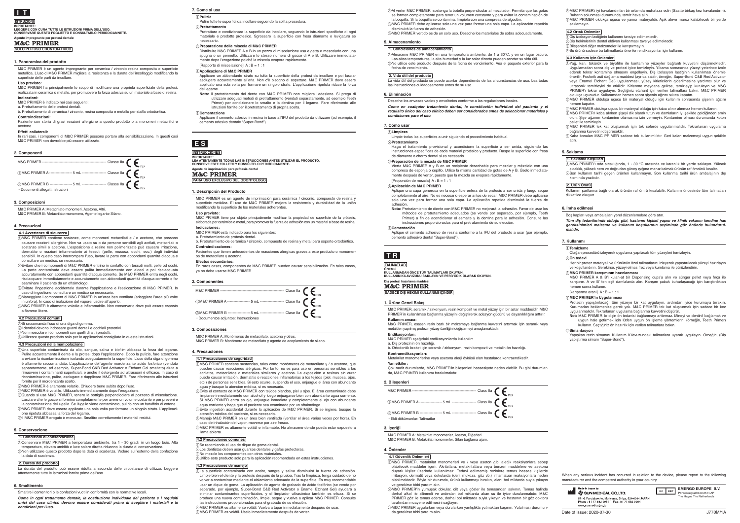# IT

**ISTRUZIONI**

**IMPORTANTE:**
**LEGGERE CON CURA TUTTE LE ISTRUZIONI PRIMA DELL'USO.**
**CONSERVARE QUESTO FOGLIETTO E CONSULTARLO PERIODICAMENTE.**

**Agente impregnante per protesi dentale**

## M&C PRIMER

**SOLO PER USO ODONTOIATRICO**

### 1. Panoramica del prodotto

M&C PRIMER è un agente impregnante per ceramica / zirconio resina composita e superficie metallica. L'uso di M&C PRIMER migliora la resistenza e la durata dell'incollaggio modificando la superficie delle parti da incollare.

**Uso previsto:**
M&C PRIMER ha principalmente lo scopo di modificare una proprietà superficiale della protesi, realizzata in ceramica o metallo, per promuovere la forza adesiva su un materiale a base di resina.

**Indicazioni:**
M&C PRIMER è indicato nei casi seguenti:
a. Pretrattamento delle protesi dentali.
b. Pretrattamento di ceramica / zirconio, resina composita e metallo per staffa ortodontica.

**Controindicazioni:**
Paziente con storia di gravi reazioni allergiche a questo prodotto o a monomeri metacrilici e acetone.

**Effetti collaterali:**
In rari casi, i componenti di M&C PRIMER possono portare alla sensibilizzazione. In questi casi M&C PRIMER non dovrebbe più essere utilizzato.

### 2. Componenti

M&C PRIMER ------------------------------------------------ Classe IIa CE 0123

①M&C PRIMER A ------------------ 5 mL ------------------ Classe IIa CE 0123

②M&C PRIMER B ------------------ 5 mL ------------------ Classe IIa CE 0123

・Documenti allegati: Istruzioni

### 3. Composizioni

M&C PRIMER A: Metacrilato monomeri, Acetone, Altri.
M&C PRIMER B: Metacrilato monomeri, Agente legante Silano.

### 4. Precauzioni

**4.1 Avvertenze di sicurezza**

①M&C PRIMER contiene sostanze, come monomeri metacrilati e / o acetone, che possono causare reazioni allergiche. Non va usato su o da persone sensibili agli acrilati, metacrilati o sostanze simili e acetone. L'esposizione a resine non polimerizzate può causare irritazione, dermatite o reazioni infiammatorie ai tessuti (pelle, mucosa, occhi, ecc.) degli individui sensibili. In questo caso interrompere l'uso, lavare la parte con abbondanti quantità d'acqua e consultare un medico, se necessario.
②Evitare che i componenti di M&C PRIMER entrino in contatto con tessuti molli, pelle od occhi. La parte contaminata deve essere pulita immediatamente con alcool e poi risciacquata accuratamente con abbondanti quantità d'acqua corrente. Se M&C PRIMER entra negli occhi, risciacquare immediatamente e accuratamente con abbondanti quantità d'acqua corrente e far esaminare il paziente da un oftalmologo.
③Evitare l'ingestione accidentale durante l'applicazione e l'essiccazione di M&C PRIMER. In caso di ingestione, consultare un medico se necessario.
④Maneggiare i componenti di M&C PRIMER in un'area ben ventilata (arieggiare l'area più volte in un'ora). In caso di inalazione del vapore, uscire all'aperto.
⑤M&C PRIMER è altamente volatile e infiammabile. Non conservarlo dove può essere esposto a fiamme libere.

**4.2 Precauzioni comuni**

①Si raccomanda l'uso di una diga di gomma.
②Il dentisti devono indossare guanti dentali e occhiali protettivi.
③Non mescolare i componenti con quelli di altri prodotti.
④Utilizzare questo prodotto solo per le applicazioni consigliate in queste istruzioni.

**4.3 Precauzioni nella manipolazione**

①Una superficie contaminata da olio, sangue, saliva e biofilm abbassa la forza del legame. Pulire accuratamente il dente e la protesi dopo l'applicazione. Dopo la pulizia, fare attenzione a evitare la ricontaminazione isolando adeguatamente la superficie. L'uso della diga di gomma è altamente raccomandato. L'applicazione dell'agente mordenzante acido fosforico (venduto separatamente, ad esempio, Super-Bond C&B Red Activator e Etchant Gel smaltato) aiuta a rimuovere i contaminanti superficiali, e anche il detergente ad ultrasuoni è efficace. In caso di ricontaminazione, pulire, asciugare e riapplicare M&C PRIMER. Fare riferimento alle istruzioni fornite per il mordenzante scelto.
②M&C PRIMER è altamente volatile. Chiudere bene subito dopo l'uso.
③M&C PRIMER è volatile. Utilizzarlo immediatamente dopo l'erogazione.
④Quando si usa M&C PRIMER, tenere la bottiglia perpendicolare al pozzetto di miscelazione. Lasciare che le gocce si formino completamente per avere un volume costante e per prevenire la contaminazione dell'ugello. Se l'ugello viene contaminato, pulirlo con un batuffolo di cotone.
⑤M&C PRIMER deve essere applicato una sola volta per formare un singolo strato. L'applicazione ripetuta abbassa la forza del legame.
⑥Il M&C PRIMER erogato è monouso. Smaltire correttamente i materiali residui.

### 5. Conservazione

**1. Condizioni di conservazione**

①Conservare M&C PRIMER a temperatura ambiente, tra 1 - 30 gradi, in un luogo buio. Alta temperatura, elevata umidità e luce solare diretta riducono la durata di conservazione.
②Non utilizzare questo prodotto dopo la data di scadenza. Vedere sull'esterno della confezione la data di scadenza.

**2. Durata del prodotto**

La durata del prodotto può essere ridotta a seconda delle circostanze di utilizzo. Leggere attentamente tutte le istruzioni fornite prima dell'uso.

### 6. Smaltimento

Smaltire i contenitori o le confezioni vuoti in conformità con le normative locali.

***Come in ogni trattamento dentale, la costituzione individuale del paziente e i requisiti unici del caso clinico devono essere considerati prima di scegliere i materiali e le condizioni per l'uso.***

### 7. Come si usa

①**Pulizia**
Pulire tutte le superfici da incollare seguendo la solita procedura.

②**Pretrattamento**
Pretrattare e condizionare la superficie da incollare, seguendo le istruzioni specifiche di ogni materiale e prodotto protesico. Sgrossare la superficie con fresa diamante o levigatura se necessario.

③**Preparazione della miscela di M&C PRIMER**
Distribuire M&C PRIMER A e B in un pozzo di miscelazione usa e getta e mescolarlo con una spugna o un pennello. Utilizzare lo stesso numero di gocce di A e B. Utilizzare immediatamente dopo l'erogazione poiché la miscela evapora rapidamente.
[Rapporto di miscelazione] A : B = 1 : 1

④**Applicazione di M&C PRIMER**
Applicare un abbondante strato su tutta la superficie della protesi da incollare e poi lasciar asciugare accuratamente all'aria. Non c'è bisogno di aspettare. M&C PRIMER deve essere applicato una sola volta per formare un singolo strato. L'applicazione ripetuta riduce la forza del legame.

**Nota:** Il pretrattamento del dente con M&C PRIMER non migliora l'adesione. Si prega di utilizzare adeguati metodi di pretrattamento (venduti separatamente, ad esempio Teeth Primer) per condizionare lo smalto e la dentina per il legame. Fare riferimento alle istruzioni fornite per il pretrattamento di propria scelta.

⑤**Cementazione**
Applicare il cemento adesivo in resina in base all'IFU del prodotto da utilizzare (ad esempio, il cemento adesivo dentale "Super-Bond").

# ES

**INSTRUCCIONES**

**IMPORTANTE:**
**LEA ATENTAMENTE TODAS LAS INSTRUCCIONES ANTES UTILIZAR EL PRODUCTO.**
**CONSERVE ESTE FOLLETO Y CONSÚLTELO PERIÓDICAMENTE.**

**Agente de imprimación para prótesis dental**

## M&C PRIMER

**PARA USO EXCLUSIVO DEL ODONTÓLOGO**

### 1. Descripción del Producto

M&C PRIMER es un agente de imprimación para cerámica / circonio, compuesto de resina y superficie metálica. El uso de M&C PRIMER mejora la resistencia y durabilidad de la unión modificando la superficie de los materiales adherentes.

**Uso previsto:**
M&C PRIMER tiene por objeto principalmente modificar la propiedad de superficie de la prótesis, elaborada por cerámica o metal, para promover la fuerza de adhesión con un material a base de resina.

**Indicaciones:**
M&C PRIMER está indicado para los siguientes:
a. Pretratamiento de prótesis dental.
b. Pretratamiento de cerámica / circonio, compuesto de resina y metal para soporte ortodóntico.

**Contraindicaciones:**
Pacientes que tienen antecedentes de reacciones alérgicas graves a este producto o monómeros de metacrilato y acetona.

**Efectos secundarios:**
En raros casos, componentes de M&C PRIMER pueden causar sensibilización. En tales casos, ya no debe usarse M&C PRIMER.

### 2. Componentes

M&C PRIMER ------------------------------------------------ Clase IIa CE 0123

①M&C PRIMER A ------------------ 5 mL ------------------ Clase IIa CE 0123

②M&C PRIMER B ------------------ 5 mL ------------------ Clase IIa CE 0123

・Documentos adjuntos: Instrucciones

### 3. Composiciones

M&C PRIMER A: Monómeros de metacrilato, acetona y otros.
M&C PRIMER B: Monómero de metacrilato y agente de acoplamiento de silano.

### 4. Precauciones

**4.1 Precauciones de seguridad**

①M&C PRIMER contiene sustancias, tales como monómeros de metacrilato y / o acetona, que pueden causar reacciones alérgicas. Por tanto, no es para uso en personas sensibles a los acrilatos, metacrilatos o materiales similares y acetona. La exposición a resinas sin curar puede causar irritación, dermatitis o reacciones inflamatorias a los tejidos (piel, mucosa, ojos, etc.) de personas sensibles. Si esto ocurre, suspenda el uso, enjuague el área con abundante agua y busque la atención médica, si es necesario.
②Evite el contacto de M&C PRIMER con tejidos blandos, piel u ojos. El área contaminada debe limpiarse inmediatamente con alcohol y luego enjuagarse bien con abundante agua corriente. Si M&C PRIMER entra en ojo, enjuague inmediatamente y completamente el ojo con abundante agua corriente y haga que el paciente sea examinado por un oftalmólogo.
③Evite ingestión accidental durante la aplicación de M&C PRIMER. Si se ingiere, busque la atención médica del paciente, si es necesario.
④Maneje M&C PRIMER en un área bien ventilada (ventilar el área varias veces por hora). En caso de inhalación del vapor, moverse por aire fresco.
⑤M&C PRIMER es altamente volátil e inflamable. No almacene donde pueda estar expuesto a llama abierta.

**4.2 Precauciones comunes**

①Se recomienda el uso de dique de goma dental.
②Los dentistas deben usar guantes dentales y gafas protectoras.
③No mezcle los componentes con otros materiales.
④Utilice este producto solo para la aplicación recomendada en estas instrucciones.

**4.3 Precauciones de manejo**

①La superficie contaminada con aceite, sangre y saliva disminuirá la fuerza de adhesión. Limpie bien el diente y la prótesis después de la prueba. Tras la limpieza, tenga cuidado de no volver a contaminar mediante el aislamiento adecuado de la superficie. Es muy recomendable usar un dique de goma. La aplicación de agente de grabado de ácido fosfórico (se vende por separado, por ejemplo, Super-Bond C&B Red Activator o Enamel Etchant Gel) ayudará a eliminar contaminantes superficiales, y el limpiador ultrasónico también es eficaz. Si se produce una nueva contaminación, limpie, seque y vuelva a aplicar M&C PRIMER. Consulte las instrucciones proporcionadas para el agente de grabado de su elección.
②M&C PRIMER es altamente volátil. Vuelva a tapar inmediatamente después de usar.
③M&C PRIMER es volátil. Úselo inmediatamente después de verter.
④Al verter M&C PRIMER, sostenga la botella perpendicular al mezclador. Permita que las gotas se formen completamente para tener un volumen constante y para evitar la contaminación de la boquilla. Si la boquilla se contamina, límpiela con una compresa de algodón.
⑤M&C PRIMER debe aplicarse solo una vez para formar una sola capa. La aplicación repetida disminuirá la fuerza de adhesión.
⑥M&C PRIMER vertido es de un solo uso. Deseche los materiales de sobra adecuadamente.

### 5. Almacenamiento

**1. Condiciones de almacenamiento**

①Almacene M&C PRIMER en una temperatura ambiente, de 1 a 30°C, y en un lugar oscuro. Las altas temperaturas, la alta humedad y la luz solar directa pueden acortar su vida útil.
②No utilice este producto después de la fecha de vencimiento. Vea el paquete exterior para la fecha de vencimiento.

**2. Vida útil del producto**

La vida útil del producto se puede acortar dependiendo de las circunstancias de uso. Lea todas las instrucciones cuidadosamente antes de su uso.

### 6. Eliminación

Deseche los envases vacíos y envoltorios conforme a las regulaciones locales.

***Como en cualquier tratamiento dental, la constitución individual del paciente y el requisito único del caso clínico deben ser considerados antes de seleccionar materiales y condiciones para el uso.***

### 7. Cómo usar

①**Limpieza**
Limpie todas las superficies a unir siguiendo el procedimiento habitual.

②**Pretratamiento**
Haga el tratamiento provisional y acondicione la superficie a ser unida, siguiendo las instrucciones específicas de cada material protésico y producto. Raspe la superficie con fresa de diamante o chorro dental si es necesario.

③**Preparación de la mezcla de M&C PRIMER**
Vierta M&C PRIMER A y B en un recipiente desechable para mezclar y mézclelo con una compresa de esponja o cepillo. Utilice la misma cantidad de gotas de A y B. Úselo inmediatamente después de verter, puesto que la mezcla se evapora rápidamente.
[Proporción de mezcla] A : B = 1 : 1

④**Aplicación de M&C PRIMER**
Aplique una capa generosa en la superficie entera de la prótesis a ser unida y luego seque completamente al aire. No es necesario esperar antes de secar. M&C PRIMER debe aplicarse solo una vez para formar una sola capa. La aplicación repetida disminuirá la fuerza de adhesión.

**Nota:** Pretratamiento de diente con M&C PRIMER no mejorará la adhesión. Favor de usar los métodos de pretratamiento adecuados (se vende por separado, por ejemplo, Teeth Primer) a fin de acondicionar el esmalte y la dentina para la adhesión. Consulte las instrucciones proporcionadas para el pretratamiento de su elección.

⑤**Cementación**
Aplique el cemento adhesivo de resina conforme a la IFU del producto a usar (por ejemplo, cemento adhesivo dental "Super-Bond").

# TR

**TALİMATLAR**

**ÖNEMLİ:**
**KULLANMADAN ÖNCE TÜM TALİMATLARI OKUYUN.**
**KULLANIM KILAVUZUNU SAKLAYIN VE PERİYODİK OLARAK OKUYUN.**

**Diş protezi hazırlama maddesi**

## M&C PRIMER

**SADECE DİŞ HEKİMİ KULLANIMI İÇİNDİR**

### 1. Ürüne Genel Bakış

M&C PRIMER, seramik / zirkonyum, rezin kompozit ve metal yüzey için bir astar maddesidir. M&C PRIMER'in kullanılması bağlanma yüzeyini değiştirerek adezyon gücünü ve dayanıklılığını artırır.

**Kullanım amacı:**
M&C PRIMER, esasen rezin bazlı bir malzemeye bağlanma kuvvetini arttırmak için seramik veya metalden yapılmış protezin yüzey özelliğini değiştirmeyi amaçlamaktadır.

**Endikasyonları:**
M&C PRIMER aşağıdaki endikasyonlarda kullanılır:
a. Diş protezinin ön hazırlığı.
b. Ortodontik braket için seramik / zirkonyum, rezin kompozit ve metalin ön hazırlığı.

**Kontraendikasyonları:**
Metakrilat monomerlerine veya asetona alerji öyküsü olan hastalarda kontraendikedir.

**Yan etkiler:**
Çok nadir durumlarda, M&C PRIMER'in bileşenleri hassasiyete neden olabilir. Bu gibi durumlarda, M&C PRIMER kullanımı bırakılmalıdır.

### 2. Bileşenleri

M&C PRIMER ------------------------------------------------ Class IIa CE 0123

①M&C PRIMER A ------------------ 5 mL ------------------ Class IIa CE 0123

②M&C PRIMER B ------------------ 5 mL ------------------ Class IIa CE 0123

・Ekli dökümanlar: Talimatlar

### 3. İçeriği

M&C PRIMER A: Metakrilat monomerler, Aseton, Diğerleri.
M&C PRIMER B: Metakrilat monomerler, Silan bağlama ajanı.

### 4. Önlemler

**4.1 Güvenlik Önlemleri**

①M&C PRIMER, metakrilat monomerleri ve / veya aseton gibi alerjik reaksiyonlara sebep olabilecek maddeler içerir. Akrilatlara, metakrilatlara veya benzeri maddelere ve asetona duyarlı kişiler üzerinde kullanılmaz. Tedavi edilmemiş rezinlere temas hassas kişilerde irritasyon, dermatit veya dokularda (deri, mukoza, göz vb.) inflamatuar reaksiyonlara neden olabilmektedir. Böyle bir durumda, ürünü kullanmayı bırakın, alanı bol miktarda suyla yıkayın ve gerekirse tıbbi yardım alın.
②M&C PRIMER'ın yumuşak dokular, cilt veya gözler ile temasından sakının. Temas halinde derhal alkol ile silinmeli ve ardından bol miktarda akan su ile iyice durulanmalıdır. M&C PRIMER göz ile temas ederse, derhal bol miktarda suyla yıkayın ve hastanın bir göz doktoru tarafından muayene edilmesini sağlayın.
③M&C PRIMER uygulurken veya durularken yanlışlıkla yutmaktan kaçının. Yutulması durumunda gerekirse tıbbi yardım alın.
④M&C PRIMER'ı iyi havalandırılan bir ortamda muhafaza edin (Saatte birkaç kez havalandırın). Buharın solunması durumunda, temiz hava alın.
⑤M&C PRIMER oldukça uçucu ve yanıcı materyaldir. Açık aleve maruz kalabilecek bir yerde saklamayın.

**4.2 Ortak Önlemler**

①Diş izolasyon lastiğinin kullanımı tavsiye edilmektedir.
②Diş hekimlerinin dental eldiven kullanması tavsiye edilmektedir.
③Bileşenleri diğer malzemeler ile karıştırmayın.
④Bu ürünü sadece bu talimatlarda önerilen endikasyonlar için kullanın.

**4.3 Kullanım İçin Önlemler**

①Yağ, kan, tükürük ve biyofilm ile kontamine yüzeyler bağlantı kuvvetini düşürmektedir. Uygulamadan sonra diş ve protez iyice temizleyin. Yıkama sonrasında yüzeyi yeterince izole ederek tekrar kontamine olmasını engelleyin. Diş izolasyon lastiğinin kullanılması önemle önerilir. Fosforik asit dağlama maddesi (ayrıca satılır, örneğin, Super-Bond C&B Red Activator veya Enamel Etchant Gel) uygulanması, yüzey kirleticilerin giderilmesine yardımcı olur ve ultrasonik temizleyici de etkilidir. Kirlenme meydana gelirse, temizleyip kurulayın ve M&C PRIMER'ı tekrar uygulayın. Seçtiğiniz etchant için verilen talimatlara bakın. M&C PRIMER oldukça uçucudur. Kullanımdan hemen sonra şişenin ağzını sıkıca kapatın.
②M&C PRIMER oldukça uçucu bir materyal olduğu için kullanımın sonrasında şişenin ağzını hemen kapatın.
③M&C PRIMER oldukça uçucu bir materyal olduğu için kaba alınır alınmaz hemen kullanın.
④M&C PRIMER'ı kaba alırken şişeyi dik olarak tutun ve damlaların iyi şekilde geldiğinden emin olun. Şişe ağzının kontamine olamasına izin vermeyin. Kontamine olması durumunda koton pellet ile temizleyin.
⑤M&C PRIMER tek kat oluşturmak için tek seferde uygulanmalıdır. Tekrarlanan uygulama bağlanma kuvvetini düşürecektir.
⑥Kaba konulan M&C PRIMER sadece tek kullanımlıktır. Geri kalan malzemeyi uygun şekilde atın.

### 5. Saklama

**1. Saklama Koşulları**

①M&C PRIMER'ı oda sıcaklığında, 1 - 30 °C arasında ve karanlık bir yerde saklayın. Yüksek sıcaklık, yüksek nem ve doğrudan güneş ışığına maruz kalmak ürünün raf ömrünü kısaltır.
②Son kullanım tarihi geçen ürünleri kullanmayın. Son kullanma tarihi ürün ambalajının dış kısmında yazılıdır.

**2. Ürün Ömrü**

Kullanım şartlarına bağlı olarak ürünün raf ömrü kısalabilir. Kullanım öncesinde tüm talimatları dikkatlice okuyun.

### 6. İmha edilmesi

Boş kapları veya ambalajları yerel düzenlemelere göre atın.

***Tüm diş tedavilerinde olduğu gibi, hastanın kişisel yapısı ve klinik vakanın kendine has gereksinimleri malzeme ve kullanım koşullarının seçiminde göz önünde bulundurulmalıdır.***

### 7. Kullanımı

①**Temizleme**
Olağan prosedürü izleyerek uygulama yapılacak tüm yüzeyleri temizleyin.

②**Ön tedavi**
Her bir protez materyali ve ürününün özel talimatlarını izleyerek yapıştırılacak yüzeyi hazırlayın ve koşullandırın. Gerekirse, yüzeyi elmas frez veya kumlama ile pürüzlendirin.

③**M&C PRIMER karışımının hazırlanması**
M&C PRIMER A & B'i kullan-at bir Dispensing cups'a alın ve sünger pellet veya fırça ile karıştırın. A ve B' ten eşit damlalarda alın. Karışım çabuk buharlaşacağı için karıştırdıktan hemen sonra kullanın.
[karıştırma oranı] A : B = 1 : 1

④**M&C PRIMER'in Uygulanması**
Protezin yapıştırılacağı tüm yüzeye bir kat uygulayın, ardından iyice kurumaya bırakın. Kurumadan beklenmeze gerek yok. M&C PRIMER tek kat oluşturmak için sadece bir kez uygulanmalıdır. Tekrarlanan uygulama bağlanma kuvvetini düşürür.

**Not:** M&C PRIMER ile dişin ön tedavisi bağlanmayı arttırmaz. Mineyi ve dentin'i bağlamak ve uygun hale getirmek için lütfen uygun ön işleme yöntemlerini (örneğin, Teeth Primer) kullanın. Seçtiğiniz ön hazırlık için verilen talimatlara bakın.

⑤**Simantasyon**
Yapışkan rezin simanını Kullanım Kılavuzundaki talimatlara uyarak uygulayın. Örneğin, (Diş yapıştırma simanı "Super-Bond").

When any serious incident has occurred in relation to the device, please report to the following manufacturer and the competent authority in your country.

Made in Japan by
SUN MEDICAL CO.,LTD.
571-2 Furutaka-cho, Moriyama, Shiga, 524-0044, JAPAN
Phone : 81-77-582-9981 Fax : 81-77-582-9984
www.sunmedical.co.jp

EC REP
**EMERGO EUROPE B.V.**
Prinsessegracht 20 2514 AP
The Hague The Netherlands

Date of issue: 2020-07-30

J770M/1A